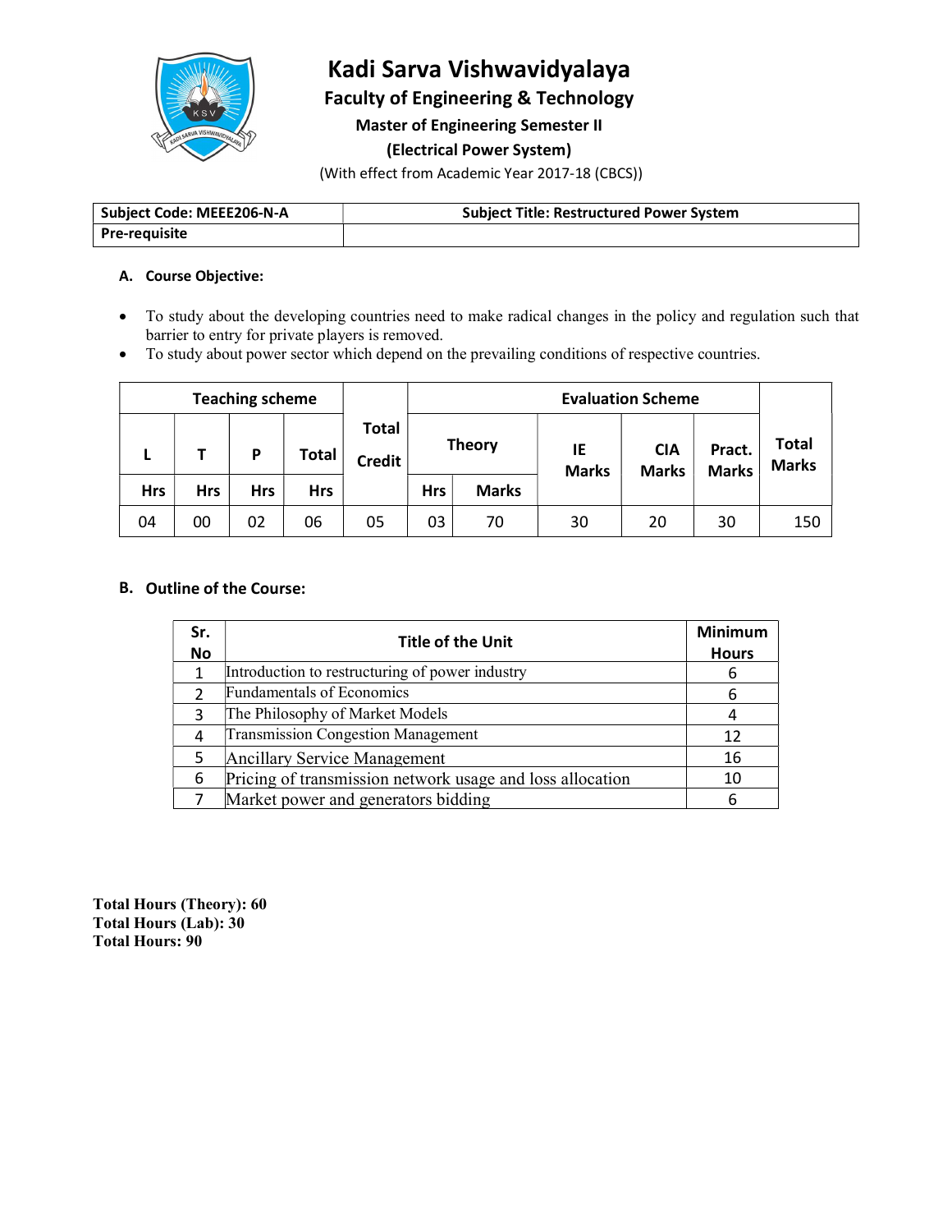# Kadi Sarva Vishwavidyalaya

## Faculty of Engineering & Technology

### Master of Engineering Semester II

### (Electrical Power System)

(With effect from Academic Year 2017-18 (CBCS))

| Subject Code: MEEE206-N-A | Subject Title: Restructured Power System |
|---|---|
| Pre-requisite | |

**A. Course Objective:**

- To study about the developing countries need to make radical changes in the policy and regulation such that barrier to entry for private players is removed.
- To study about power sector which depend on the prevailing conditions of respective countries.

| Teaching scheme | | | | Total Credit | Evaluation Scheme | | | | | Total Marks |
|---|---|---|---|---|---|---|---|---|---|---|
| L | T | P | Total | | Theory | | IE Marks | CIA Marks | Pract. Marks | |
| Hrs | Hrs | Hrs | Hrs | | Hrs | Marks | | | | |
| 04 | 00 | 02 | 06 | 05 | 03 | 70 | 30 | 20 | 30 | 150 |

**B. Outline of the Course:**

| Sr. No | Title of the Unit | Minimum Hours |
|---|---|---|
| 1 | Introduction to restructuring of power industry | 6 |
| 2 | Fundamentals of Economics | 6 |
| 3 | The Philosophy of Market Models | 4 |
| 4 | Transmission Congestion Management | 12 |
| 5 | Ancillary Service Management | 16 |
| 6 | Pricing of transmission network usage and loss allocation | 10 |
| 7 | Market power and generators bidding | 6 |

**Total Hours (Theory): 60**
**Total Hours (Lab): 30**
**Total Hours: 90**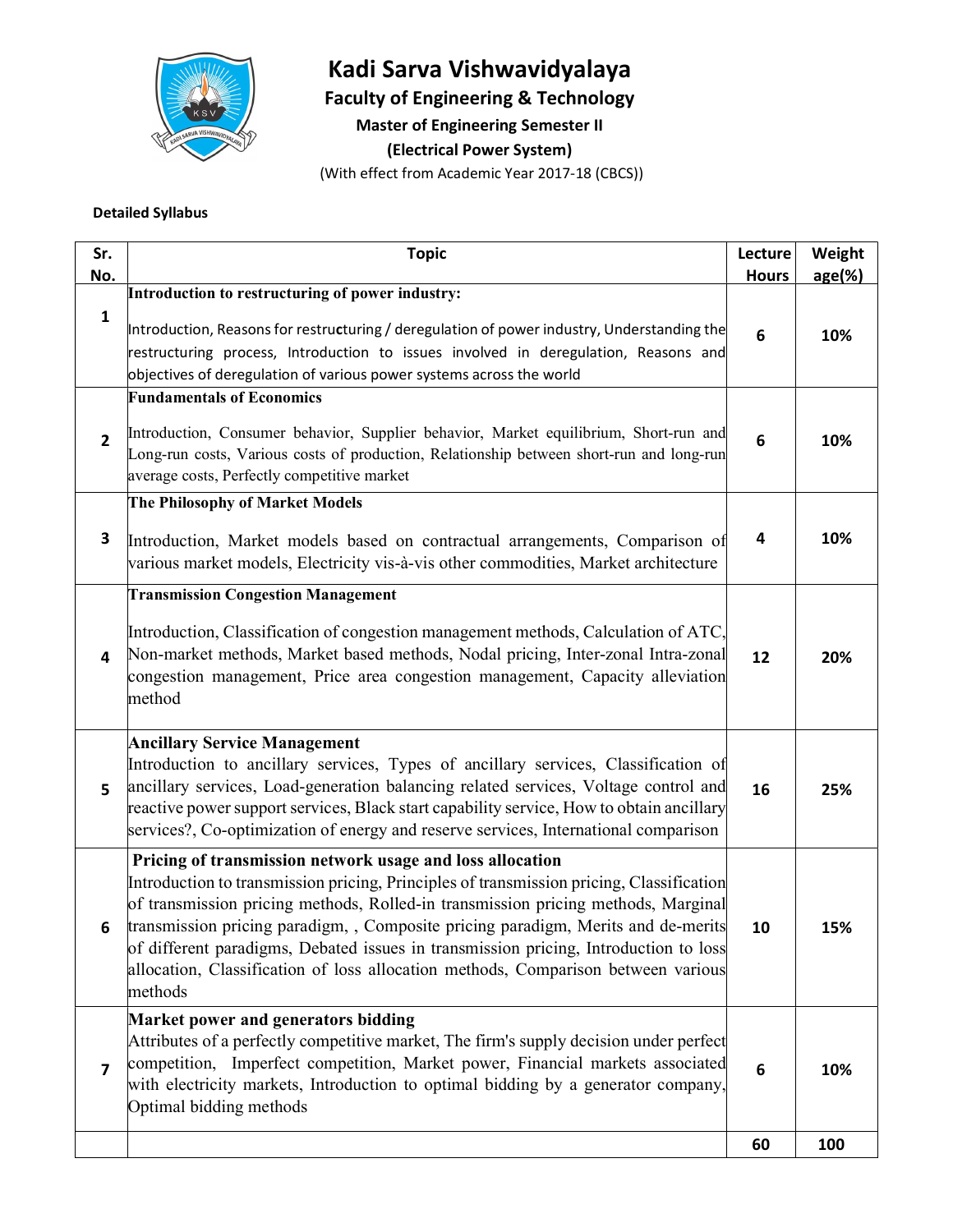# Kadi Sarva Vishwavidyalaya

## Faculty of Engineering & Technology

### Master of Engineering Semester II

### (Electrical Power System)

(With effect from Academic Year 2017-18 (CBCS))

**Detailed Syllabus**

| Sr. No. | Topic | Lecture Hours | Weight age(%) |
|---|---|---|---|
| 1 | **Introduction to restructuring of power industry:** Introduction, Reasons for restructuring / deregulation of power industry, Understanding the restructuring process, Introduction to issues involved in deregulation, Reasons and objectives of deregulation of various power systems across the world | 6 | 10% |
| 2 | **Fundamentals of Economics** Introduction, Consumer behavior, Supplier behavior, Market equilibrium, Short-run and Long-run costs, Various costs of production, Relationship between short-run and long-run average costs, Perfectly competitive market | 6 | 10% |
| 3 | **The Philosophy of Market Models** Introduction, Market models based on contractual arrangements, Comparison of various market models, Electricity vis-à-vis other commodities, Market architecture | 4 | 10% |
| 4 | **Transmission Congestion Management** Introduction, Classification of congestion management methods, Calculation of ATC, Non-market methods, Market based methods, Nodal pricing, Inter-zonal Intra-zonal congestion management, Price area congestion management, Capacity alleviation method | 12 | 20% |
| 5 | **Ancillary Service Management** Introduction to ancillary services, Types of ancillary services, Classification of ancillary services, Load-generation balancing related services, Voltage control and reactive power support services, Black start capability service, How to obtain ancillary services?, Co-optimization of energy and reserve services, International comparison | 16 | 25% |
| 6 | **Pricing of transmission network usage and loss allocation** Introduction to transmission pricing, Principles of transmission pricing, Classification of transmission pricing methods, Rolled-in transmission pricing methods, Marginal transmission pricing paradigm, , Composite pricing paradigm, Merits and de-merits of different paradigms, Debated issues in transmission pricing, Introduction to loss allocation, Classification of loss allocation methods, Comparison between various methods | 10 | 15% |
| 7 | **Market power and generators bidding** Attributes of a perfectly competitive market, The firm's supply decision under perfect competition, Imperfect competition, Market power, Financial markets associated with electricity markets, Introduction to optimal bidding by a generator company, Optimal bidding methods | 6 | 10% |
| | | 60 | 100 |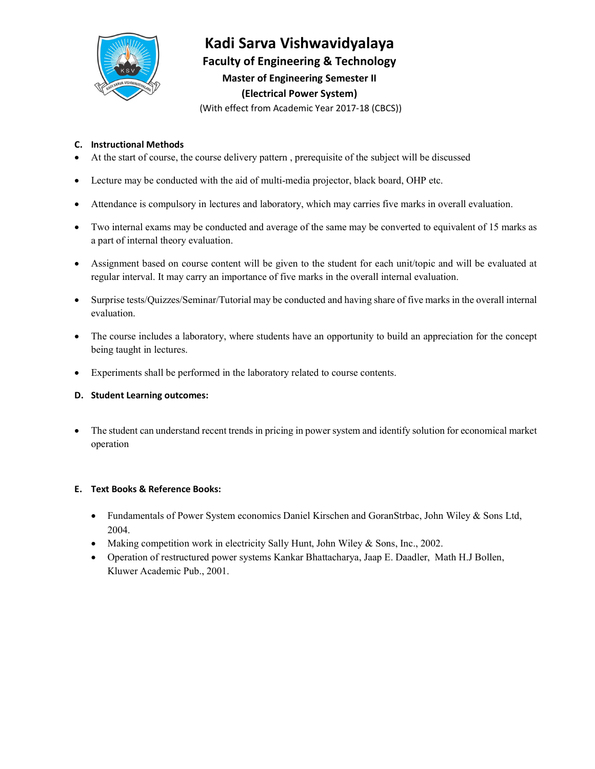**C. Instructional Methods**

- At the start of course, the course delivery pattern , prerequisite of the subject will be discussed
- Lecture may be conducted with the aid of multi-media projector, black board, OHP etc.
- Attendance is compulsory in lectures and laboratory, which may carries five marks in overall evaluation.
- Two internal exams may be conducted and average of the same may be converted to equivalent of 15 marks as a part of internal theory evaluation.
- Assignment based on course content will be given to the student for each unit/topic and will be evaluated at regular interval. It may carry an importance of five marks in the overall internal evaluation.
- Surprise tests/Quizzes/Seminar/Tutorial may be conducted and having share of five marks in the overall internal evaluation.
- The course includes a laboratory, where students have an opportunity to build an appreciation for the concept being taught in lectures.
- Experiments shall be performed in the laboratory related to course contents.

**D. Student Learning outcomes:**

- The student can understand recent trends in pricing in power system and identify solution for economical market operation

**E. Text Books & Reference Books:**

- Fundamentals of Power System economics Daniel Kirschen and GoranStrbac, John Wiley & Sons Ltd, 2004.
- Making competition work in electricity Sally Hunt, John Wiley & Sons, Inc., 2002.
- Operation of restructured power systems Kankar Bhattacharya, Jaap E. Daadler, Math H.J Bollen, Kluwer Academic Pub., 2001.